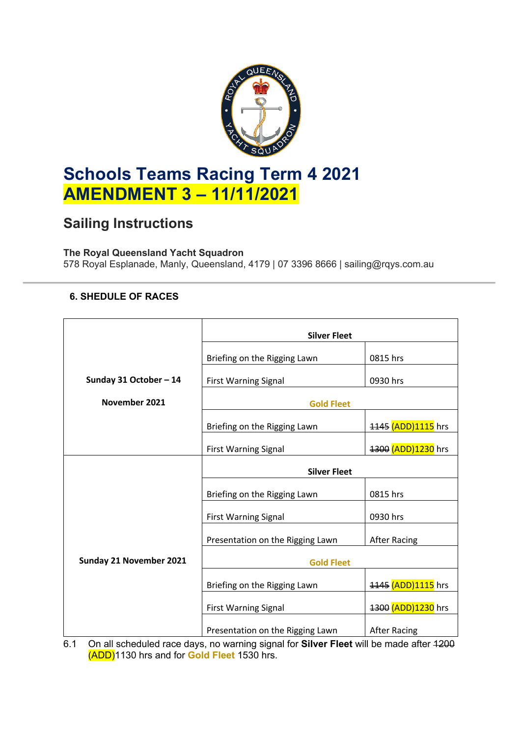# Schools Teams Racing Term 4 2021

# AMENDMENT 3 – 11/11/2021

## Sailing Instructions

**The Royal Queensland Yacht Squadron**
578 Royal Esplanade, Manly, Queensland, 4179 | 07 3396 8666 | sailing@rqys.com.au

### 6. SHEDULE OF RACES

| | | |
|---|---|---|
| **Sunday 31 October – 14 November 2021** | **Silver Fleet** | |
| | Briefing on the Rigging Lawn | 0815 hrs |
| | First Warning Signal | 0930 hrs |
| | **Gold Fleet** | |
| | Briefing on the Rigging Lawn | ~~1145~~ (ADD)1115 hrs |
| | First Warning Signal | ~~1300~~ (ADD)1230 hrs |
| **Sunday 21 November 2021** | **Silver Fleet** | |
| | Briefing on the Rigging Lawn | 0815 hrs |
| | First Warning Signal | 0930 hrs |
| | Presentation on the Rigging Lawn | After Racing |
| | **Gold Fleet** | |
| | Briefing on the Rigging Lawn | ~~1145~~ (ADD)1115 hrs |
| | First Warning Signal | ~~1300~~ (ADD)1230 hrs |
| | Presentation on the Rigging Lawn | After Racing |

6.1 On all scheduled race days, no warning signal for **Silver Fleet** will be made after ~~1200~~ (ADD)1130 hrs and for **Gold Fleet** 1530 hrs.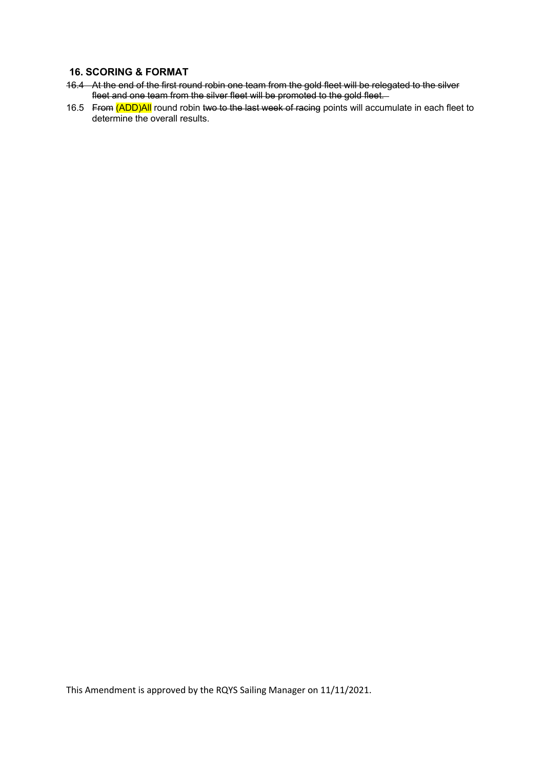## 16. SCORING & FORMAT

~~16.4 At the end of the first round robin one team from the gold fleet will be relegated to the silver fleet and one team from the silver fleet will be promoted to the gold fleet.~~

16.5 ~~From~~ (ADD)All round robin ~~two to the last week of racing~~ points will accumulate in each fleet to determine the overall results.

This Amendment is approved by the RQYS Sailing Manager on 11/11/2021.